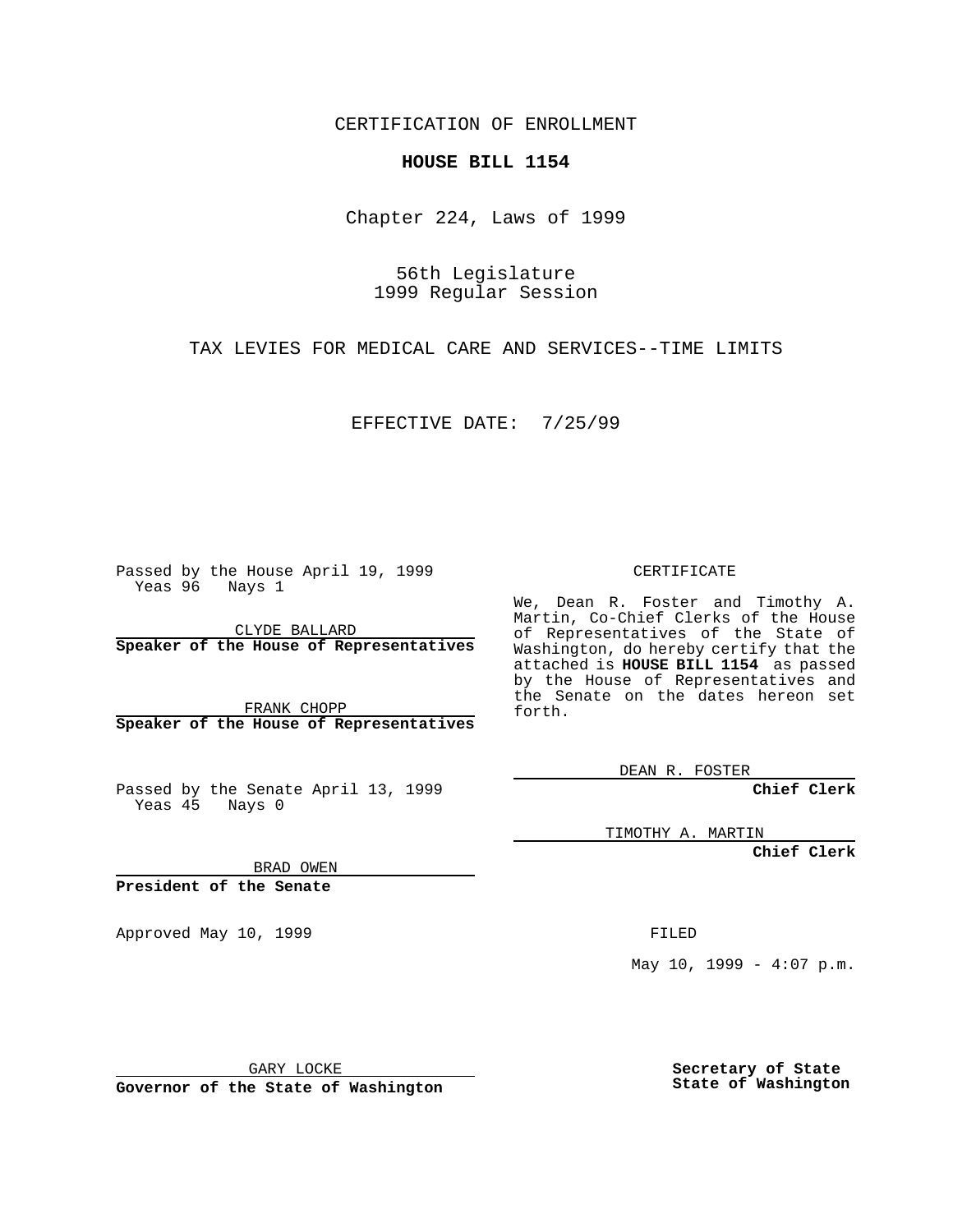CERTIFICATION OF ENROLLMENT

**HOUSE BILL 1154**

Chapter 224, Laws of 1999

56th Legislature
1999 Regular Session

TAX LEVIES FOR MEDICAL CARE AND SERVICES--TIME LIMITS

EFFECTIVE DATE: 7/25/99

Passed by the House April 19, 1999
Yeas 96 Nays 1

CLYDE BALLARD
**Speaker of the House of Representatives**

FRANK CHOPP
**Speaker of the House of Representatives**

Passed by the Senate April 13, 1999
Yeas 45 Nays 0

BRAD OWEN
**President of the Senate**

Approved May 10, 1999

GARY LOCKE
**Governor of the State of Washington**

CERTIFICATE

We, Dean R. Foster and Timothy A. Martin, Co-Chief Clerks of the House of Representatives of the State of Washington, do hereby certify that the attached is **HOUSE BILL 1154** as passed by the House of Representatives and the Senate on the dates hereon set forth.

DEAN R. FOSTER
**Chief Clerk**

TIMOTHY A. MARTIN
**Chief Clerk**

FILED

May 10, 1999 - 4:07 p.m.

**Secretary of State**
**State of Washington**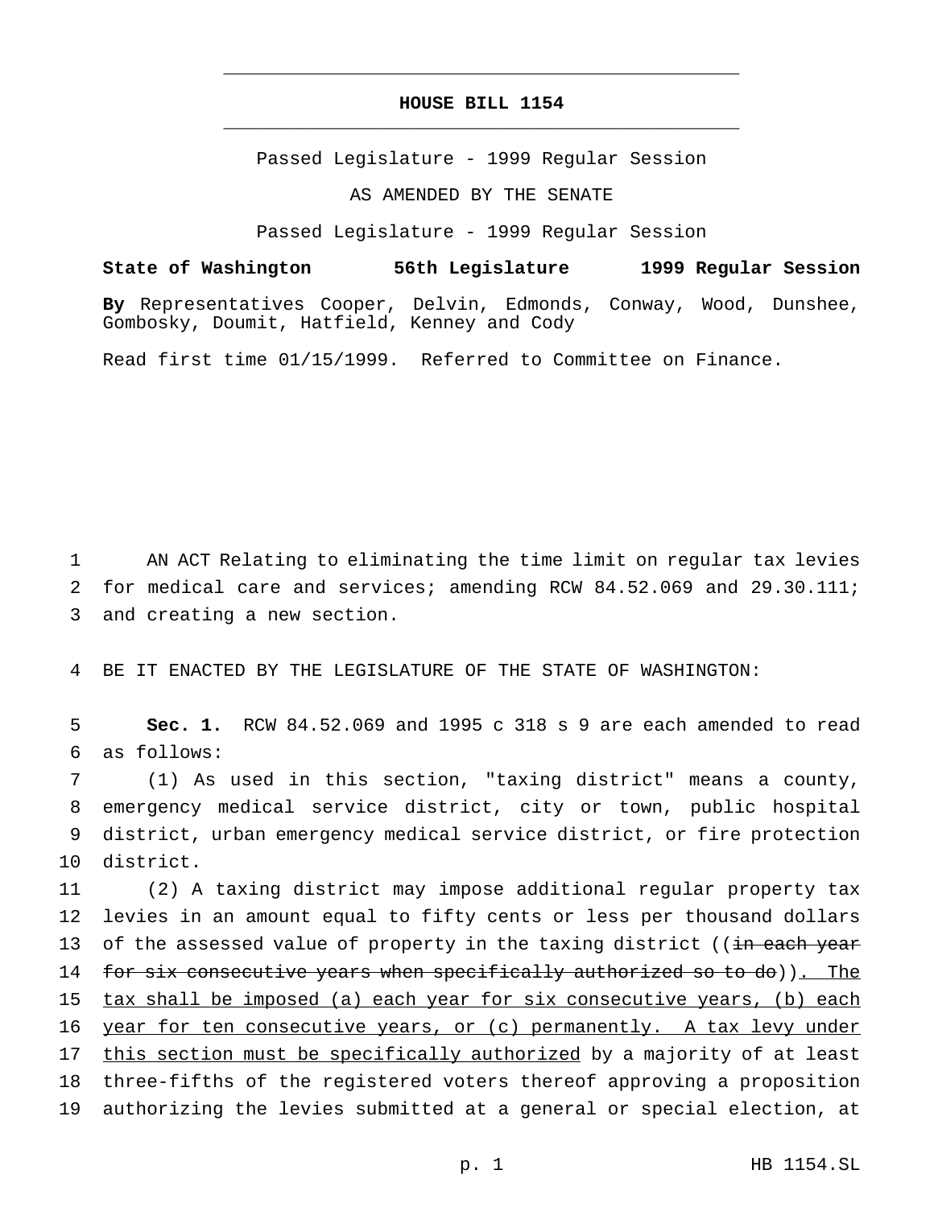# HOUSE BILL 1154

Passed Legislature - 1999 Regular Session

AS AMENDED BY THE SENATE

Passed Legislature - 1999 Regular Session

**State of Washington 56th Legislature 1999 Regular Session**

**By** Representatives Cooper, Delvin, Edmonds, Conway, Wood, Dunshee, Gombosky, Doumit, Hatfield, Kenney and Cody

Read first time 01/15/1999. Referred to Committee on Finance.

AN ACT Relating to eliminating the time limit on regular tax levies for medical care and services; amending RCW 84.52.069 and 29.30.111; and creating a new section.

BE IT ENACTED BY THE LEGISLATURE OF THE STATE OF WASHINGTON:

**Sec. 1.** RCW 84.52.069 and 1995 c 318 s 9 are each amended to read as follows:

(1) As used in this section, "taxing district" means a county, emergency medical service district, city or town, public hospital district, urban emergency medical service district, or fire protection district.

(2) A taxing district may impose additional regular property tax levies in an amount equal to fifty cents or less per thousand dollars of the assessed value of property in the taxing district ((~~in each year for six consecutive years when specifically authorized so to do~~)). The tax shall be imposed (a) each year for six consecutive years, (b) each year for ten consecutive years, or (c) permanently. A tax levy under this section must be specifically authorized by a majority of at least three-fifths of the registered voters thereof approving a proposition authorizing the levies submitted at a general or special election, at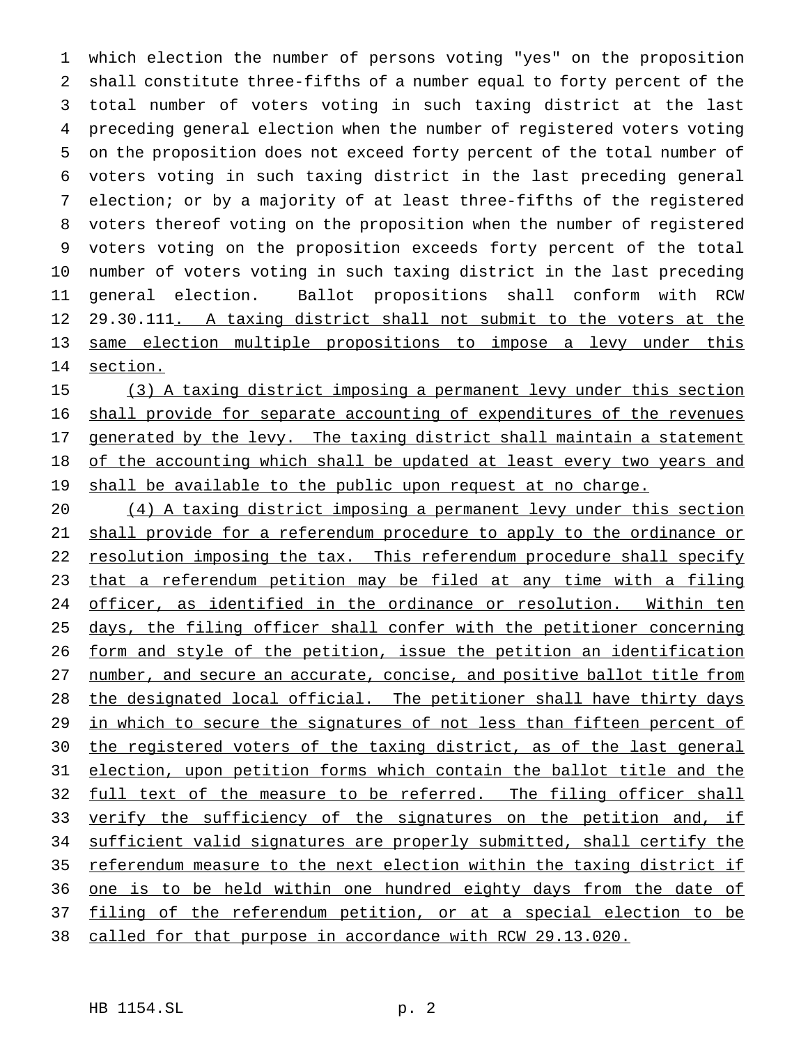which election the number of persons voting "yes" on the proposition shall constitute three-fifths of a number equal to forty percent of the total number of voters voting in such taxing district at the last preceding general election when the number of registered voters voting on the proposition does not exceed forty percent of the total number of voters voting in such taxing district in the last preceding general election; or by a majority of at least three-fifths of the registered voters thereof voting on the proposition when the number of registered voters voting on the proposition exceeds forty percent of the total number of voters voting in such taxing district in the last preceding general election. Ballot propositions shall conform with RCW 29.30.111. A taxing district shall not submit to the voters at the same election multiple propositions to impose a levy under this section.

(3) A taxing district imposing a permanent levy under this section shall provide for separate accounting of expenditures of the revenues generated by the levy. The taxing district shall maintain a statement of the accounting which shall be updated at least every two years and shall be available to the public upon request at no charge.

(4) A taxing district imposing a permanent levy under this section shall provide for a referendum procedure to apply to the ordinance or resolution imposing the tax. This referendum procedure shall specify that a referendum petition may be filed at any time with a filing officer, as identified in the ordinance or resolution. Within ten days, the filing officer shall confer with the petitioner concerning form and style of the petition, issue the petition an identification number, and secure an accurate, concise, and positive ballot title from the designated local official. The petitioner shall have thirty days in which to secure the signatures of not less than fifteen percent of the registered voters of the taxing district, as of the last general election, upon petition forms which contain the ballot title and the full text of the measure to be referred. The filing officer shall verify the sufficiency of the signatures on the petition and, if sufficient valid signatures are properly submitted, shall certify the referendum measure to the next election within the taxing district if one is to be held within one hundred eighty days from the date of filing of the referendum petition, or at a special election to be called for that purpose in accordance with RCW 29.13.020.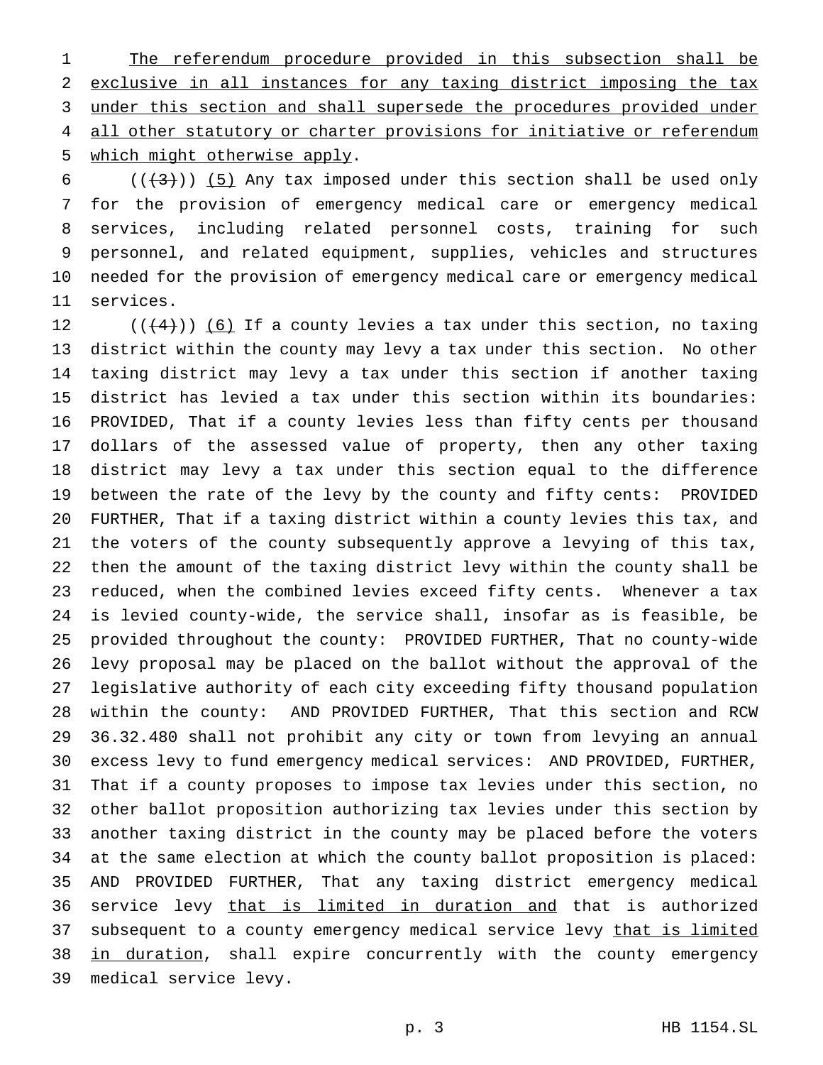The referendum procedure provided in this subsection shall be exclusive in all instances for any taxing district imposing the tax under this section and shall supersede the procedures provided under all other statutory or charter provisions for initiative or referendum which might otherwise apply.

((~~(3)~~)) (5) Any tax imposed under this section shall be used only for the provision of emergency medical care or emergency medical services, including related personnel costs, training for such personnel, and related equipment, supplies, vehicles and structures needed for the provision of emergency medical care or emergency medical services.

((~~(4)~~)) (6) If a county levies a tax under this section, no taxing district within the county may levy a tax under this section. No other taxing district may levy a tax under this section if another taxing district has levied a tax under this section within its boundaries: PROVIDED, That if a county levies less than fifty cents per thousand dollars of the assessed value of property, then any other taxing district may levy a tax under this section equal to the difference between the rate of the levy by the county and fifty cents: PROVIDED FURTHER, That if a taxing district within a county levies this tax, and the voters of the county subsequently approve a levying of this tax, then the amount of the taxing district levy within the county shall be reduced, when the combined levies exceed fifty cents. Whenever a tax is levied county-wide, the service shall, insofar as is feasible, be provided throughout the county: PROVIDED FURTHER, That no county-wide levy proposal may be placed on the ballot without the approval of the legislative authority of each city exceeding fifty thousand population within the county: AND PROVIDED FURTHER, That this section and RCW 36.32.480 shall not prohibit any city or town from levying an annual excess levy to fund emergency medical services: AND PROVIDED, FURTHER, That if a county proposes to impose tax levies under this section, no other ballot proposition authorizing tax levies under this section by another taxing district in the county may be placed before the voters at the same election at which the county ballot proposition is placed: AND PROVIDED FURTHER, That any taxing district emergency medical service levy that is limited in duration and that is authorized subsequent to a county emergency medical service levy that is limited in duration, shall expire concurrently with the county emergency medical service levy.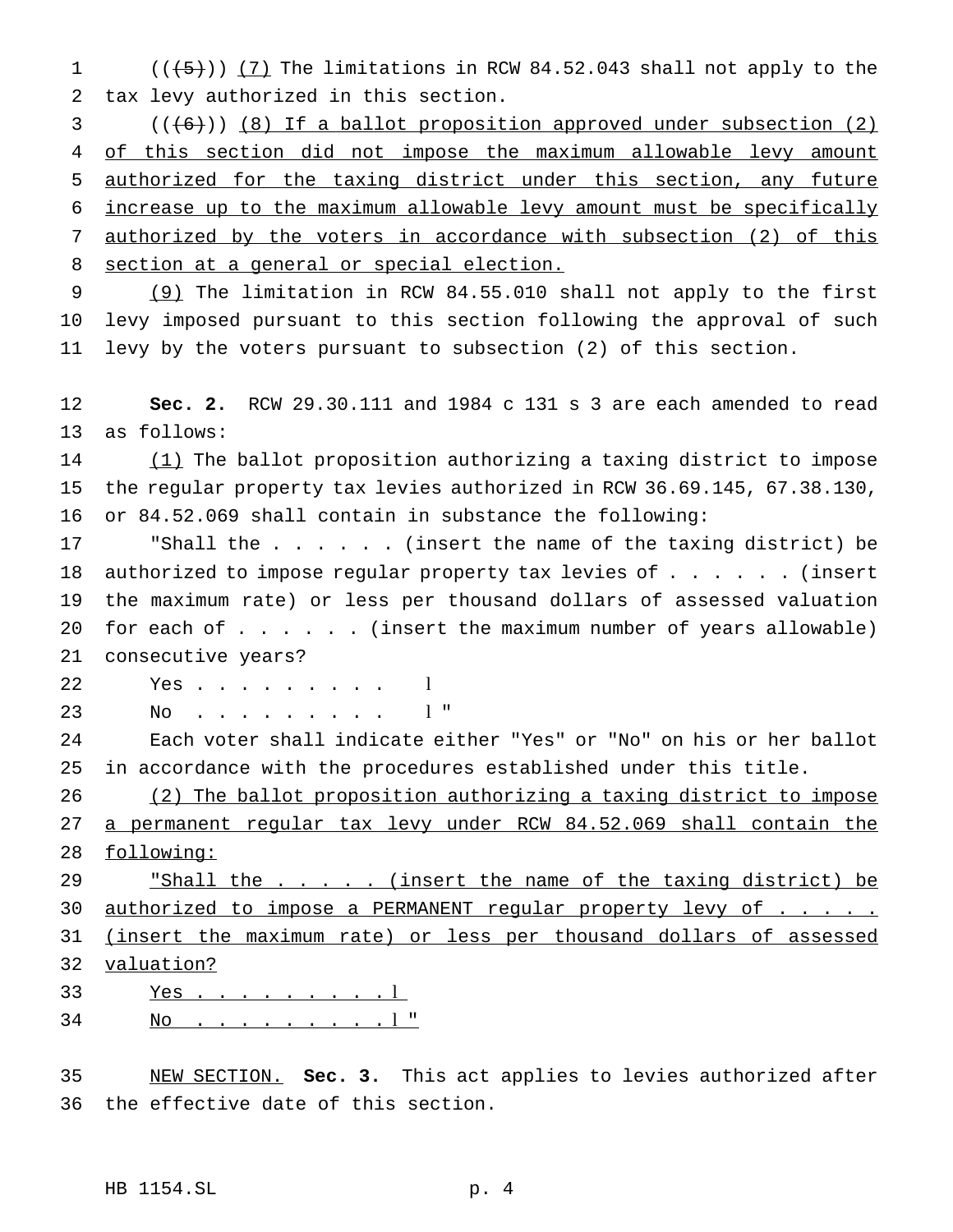(((5))) (7) The limitations in RCW 84.52.043 shall not apply to the tax levy authorized in this section.

(((6))) (8) If a ballot proposition approved under subsection (2) of this section did not impose the maximum allowable levy amount authorized for the taxing district under this section, any future increase up to the maximum allowable levy amount must be specifically authorized by the voters in accordance with subsection (2) of this section at a general or special election.

(9) The limitation in RCW 84.55.010 shall not apply to the first levy imposed pursuant to this section following the approval of such levy by the voters pursuant to subsection (2) of this section.

**Sec. 2.** RCW 29.30.111 and 1984 c 131 s 3 are each amended to read as follows:

(1) The ballot proposition authorizing a taxing district to impose the regular property tax levies authorized in RCW 36.69.145, 67.38.130, or 84.52.069 shall contain in substance the following:

"Shall the . . . . . . (insert the name of the taxing district) be authorized to impose regular property tax levies of . . . . . . (insert the maximum rate) or less per thousand dollars of assessed valuation for each of . . . . . . (insert the maximum number of years allowable) consecutive years?

Yes . . . . . . . . . l

No . . . . . . . . . l "

Each voter shall indicate either "Yes" or "No" on his or her ballot in accordance with the procedures established under this title.

(2) The ballot proposition authorizing a taxing district to impose a permanent regular tax levy under RCW 84.52.069 shall contain the following:

"Shall the . . . . . (insert the name of the taxing district) be authorized to impose a PERMANENT regular property levy of . . . . . (insert the maximum rate) or less per thousand dollars of assessed valuation?

Yes . . . . . . . . . . l

No . . . . . . . . . . l "

NEW SECTION. **Sec. 3.** This act applies to levies authorized after the effective date of this section.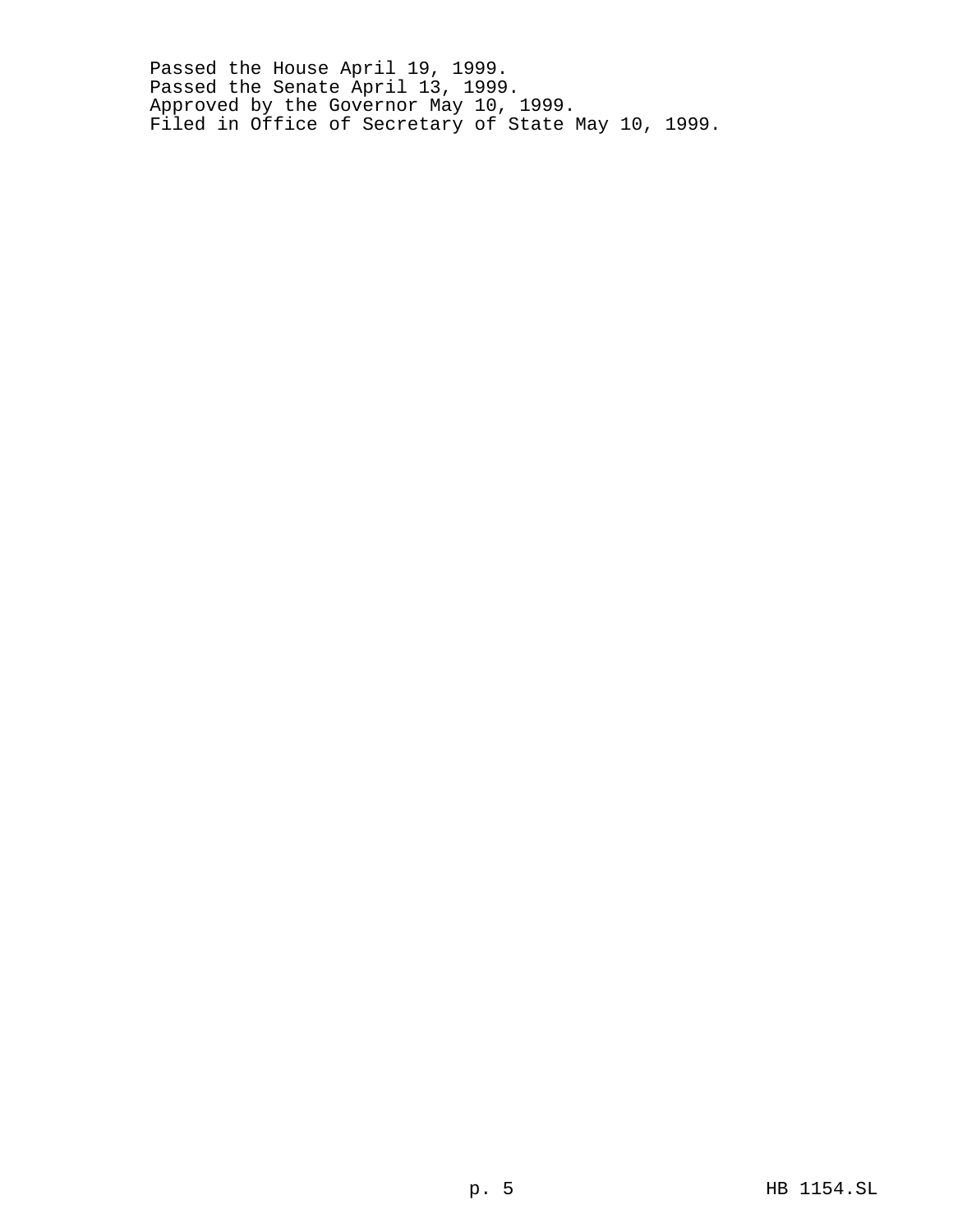Passed the House April 19, 1999.
Passed the Senate April 13, 1999.
Approved by the Governor May 10, 1999.
Filed in Office of Secretary of State May 10, 1999.